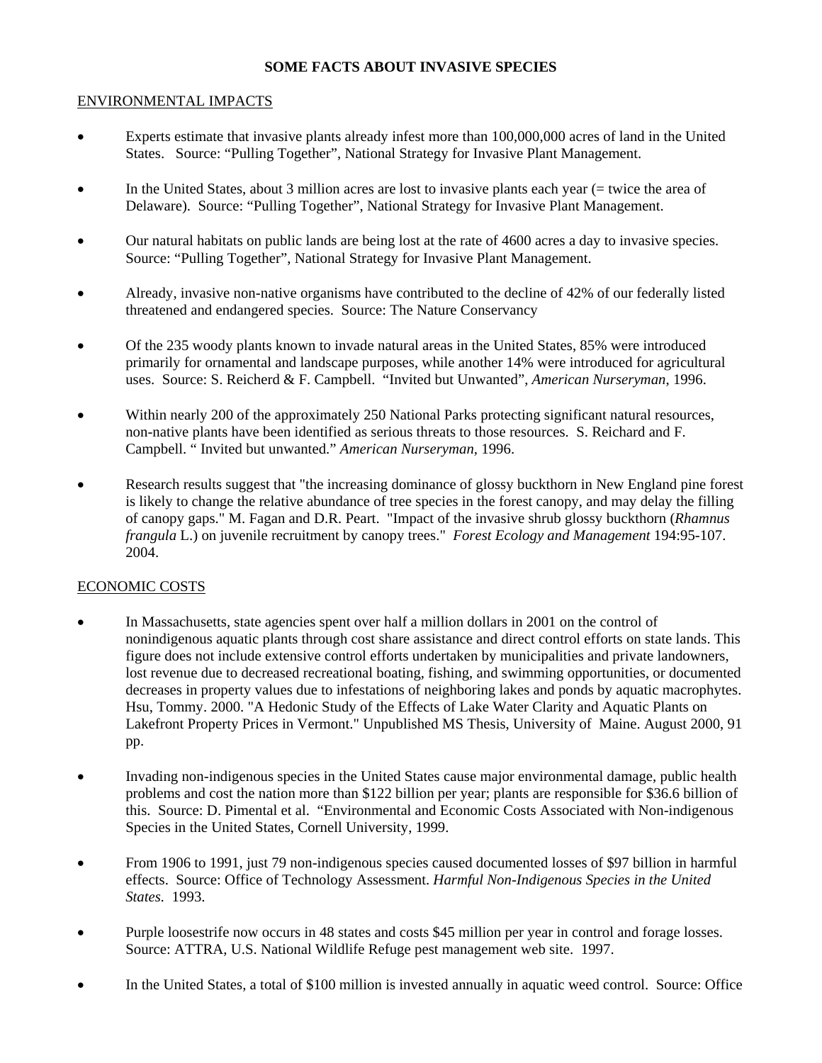**SOME FACTS ABOUT INVASIVE SPECIES**

ENVIRONMENTAL IMPACTS

- Experts estimate that invasive plants already infest more than 100,000,000 acres of land in the United States. Source: "Pulling Together", National Strategy for Invasive Plant Management.
- In the United States, about 3 million acres are lost to invasive plants each year (= twice the area of Delaware). Source: "Pulling Together", National Strategy for Invasive Plant Management.
- Our natural habitats on public lands are being lost at the rate of 4600 acres a day to invasive species. Source: "Pulling Together", National Strategy for Invasive Plant Management.
- Already, invasive non-native organisms have contributed to the decline of 42% of our federally listed threatened and endangered species. Source: The Nature Conservancy
- Of the 235 woody plants known to invade natural areas in the United States, 85% were introduced primarily for ornamental and landscape purposes, while another 14% were introduced for agricultural uses. Source: S. Reicherd & F. Campbell. "Invited but Unwanted", *American Nurseryman*, 1996.
- Within nearly 200 of the approximately 250 National Parks protecting significant natural resources, non-native plants have been identified as serious threats to those resources. S. Reichard and F. Campbell. " Invited but unwanted." *American Nurseryman*, 1996.
- Research results suggest that "the increasing dominance of glossy buckthorn in New England pine forest is likely to change the relative abundance of tree species in the forest canopy, and may delay the filling of canopy gaps." M. Fagan and D.R. Peart. "Impact of the invasive shrub glossy buckthorn (*Rhamnus frangula* L.) on juvenile recruitment by canopy trees." *Forest Ecology and Management* 194:95-107. 2004.

ECONOMIC COSTS

- In Massachusetts, state agencies spent over half a million dollars in 2001 on the control of nonindigenous aquatic plants through cost share assistance and direct control efforts on state lands. This figure does not include extensive control efforts undertaken by municipalities and private landowners, lost revenue due to decreased recreational boating, fishing, and swimming opportunities, or documented decreases in property values due to infestations of neighboring lakes and ponds by aquatic macrophytes. Hsu, Tommy. 2000. "A Hedonic Study of the Effects of Lake Water Clarity and Aquatic Plants on Lakefront Property Prices in Vermont." Unpublished MS Thesis, University of Maine. August 2000, 91 pp.
- Invading non-indigenous species in the United States cause major environmental damage, public health problems and cost the nation more than $122 billion per year; plants are responsible for $36.6 billion of this. Source: D. Pimental et al. "Environmental and Economic Costs Associated with Non-indigenous Species in the United States, Cornell University, 1999.
- From 1906 to 1991, just 79 non-indigenous species caused documented losses of $97 billion in harmful effects. Source: Office of Technology Assessment. *Harmful Non-Indigenous Species in the United States*. 1993.
- Purple loosestrife now occurs in 48 states and costs $45 million per year in control and forage losses. Source: ATTRA, U.S. National Wildlife Refuge pest management web site. 1997.
- In the United States, a total of $100 million is invested annually in aquatic weed control. Source: Office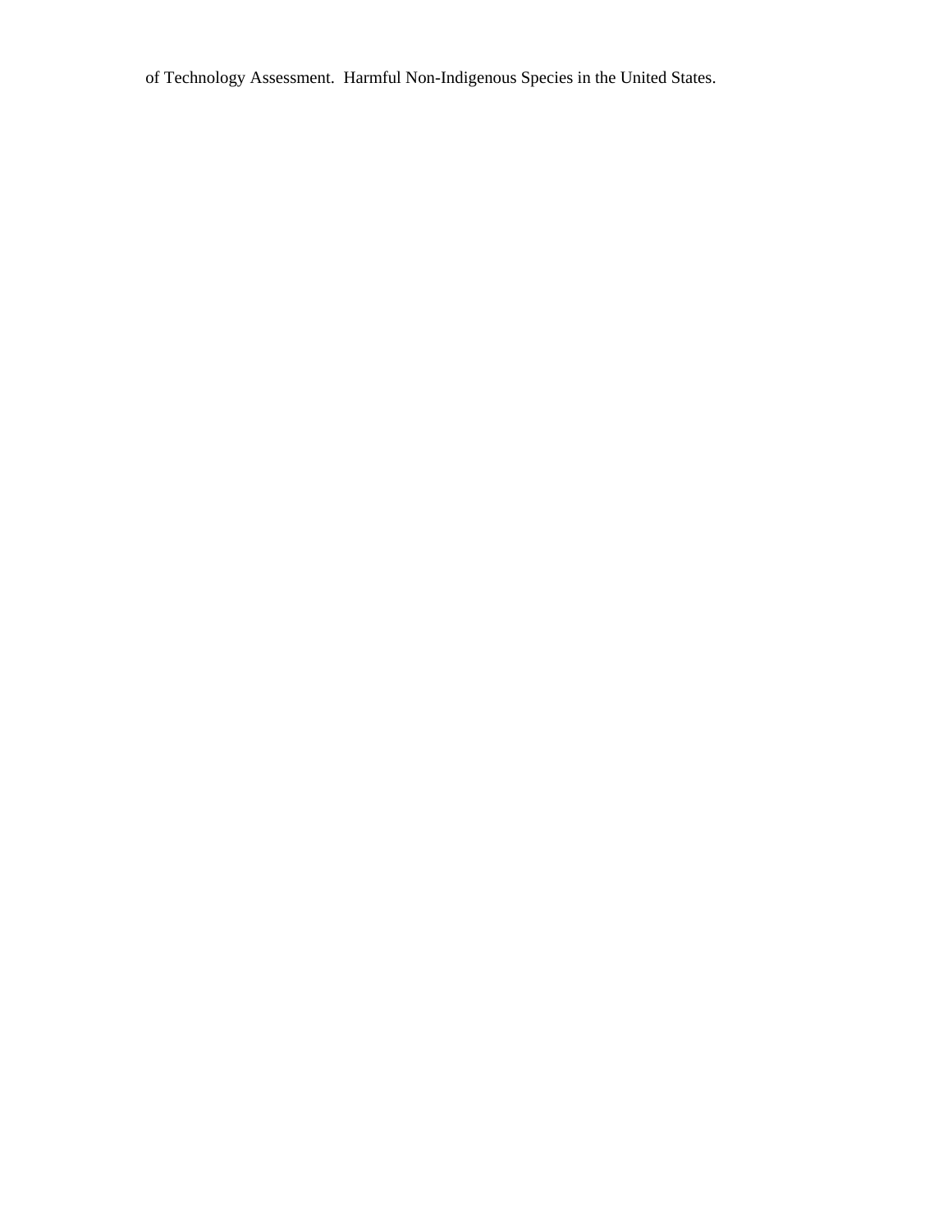of Technology Assessment.  Harmful Non-Indigenous Species in the United States.